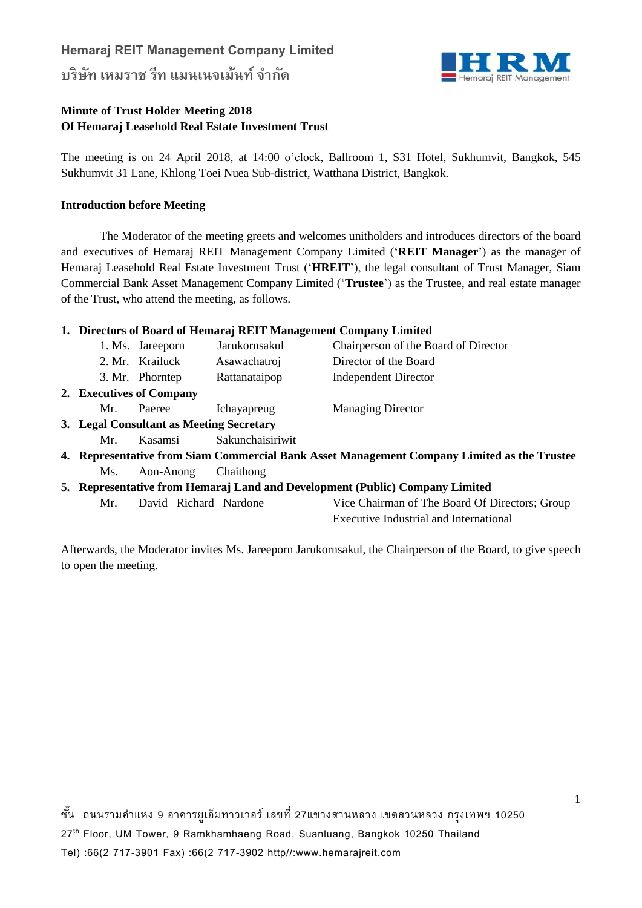**Minute of Trust Holder Meeting 2018**
**Of Hemaraj Leasehold Real Estate Investment Trust**

The meeting is on 24 April 2018, at 14:00 o'clock, Ballroom 1, S31 Hotel, Sukhumvit, Bangkok, 545 Sukhumvit 31 Lane, Khlong Toei Nuea Sub-district, Watthana District, Bangkok.

**Introduction before Meeting**

The Moderator of the meeting greets and welcomes unitholders and introduces directors of the board and executives of Hemaraj REIT Management Company Limited ('**REIT Manager**') as the manager of Hemaraj Leasehold Real Estate Investment Trust ('**HREIT**'), the legal consultant of Trust Manager, Siam Commercial Bank Asset Management Company Limited ('**Trustee**') as the Trustee, and real estate manager of the Trust, who attend the meeting, as follows.

1. **Directors of Board of Hemaraj REIT Management Company Limited**
   1. Ms. Jareeporn Jarukornsakul — Chairperson of the Board of Director
   2. Mr. Krailuck Asawachatroj — Director of the Board
   3. Mr. Phorntep Rattanataipop — Independent Director
2. **Executives of Company**
   - Mr. Paeree Ichayapreug — Managing Director
3. **Legal Consultant as Meeting Secretary**
   - Mr. Kasamsi Sakunchaisiriwit
4. **Representative from Siam Commercial Bank Asset Management Company Limited as the Trustee**
   - Ms. Aon-Anong Chaithong
5. **Representative from Hemaraj Land and Development (Public) Company Limited**
   - Mr. David Richard Nardone — Vice Chairman of The Board Of Directors; Group Executive Industrial and International

Afterwards, the Moderator invites Ms. Jareeporn Jarukornsakul, the Chairperson of the Board, to give speech to open the meeting.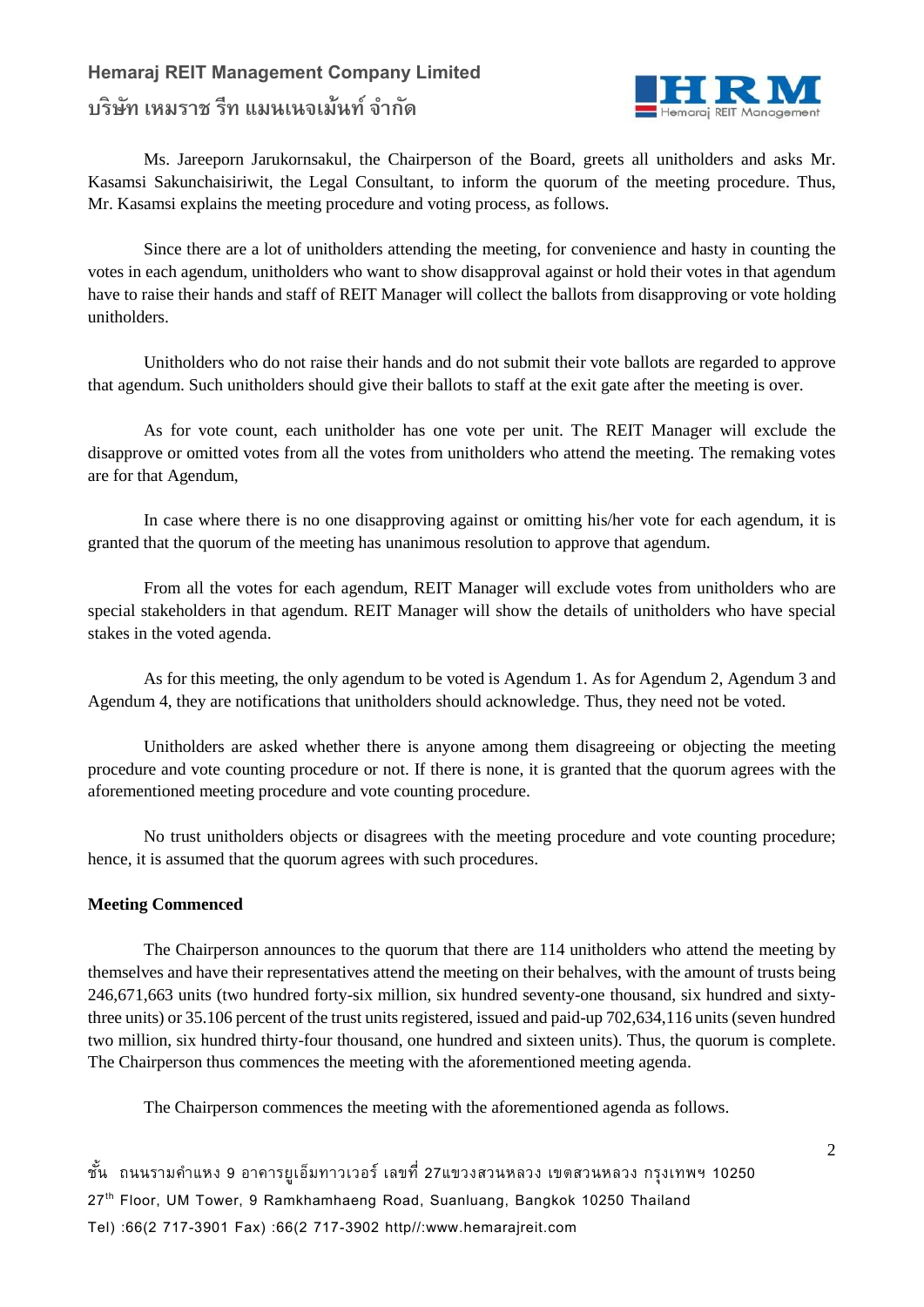Ms. Jareeporn Jarukornsakul, the Chairperson of the Board, greets all unitholders and asks Mr. Kasamsi Sakunchaisiriwit, the Legal Consultant, to inform the quorum of the meeting procedure. Thus, Mr. Kasamsi explains the meeting procedure and voting process, as follows.

Since there are a lot of unitholders attending the meeting, for convenience and hasty in counting the votes in each agendum, unitholders who want to show disapproval against or hold their votes in that agendum have to raise their hands and staff of REIT Manager will collect the ballots from disapproving or vote holding unitholders.

Unitholders who do not raise their hands and do not submit their vote ballots are regarded to approve that agendum. Such unitholders should give their ballots to staff at the exit gate after the meeting is over.

As for vote count, each unitholder has one vote per unit. The REIT Manager will exclude the disapprove or omitted votes from all the votes from unitholders who attend the meeting. The remaking votes are for that Agendum,

In case where there is no one disapproving against or omitting his/her vote for each agendum, it is granted that the quorum of the meeting has unanimous resolution to approve that agendum.

From all the votes for each agendum, REIT Manager will exclude votes from unitholders who are special stakeholders in that agendum. REIT Manager will show the details of unitholders who have special stakes in the voted agenda.

As for this meeting, the only agendum to be voted is Agendum 1. As for Agendum 2, Agendum 3 and Agendum 4, they are notifications that unitholders should acknowledge. Thus, they need not be voted.

Unitholders are asked whether there is anyone among them disagreeing or objecting the meeting procedure and vote counting procedure or not. If there is none, it is granted that the quorum agrees with the aforementioned meeting procedure and vote counting procedure.

No trust unitholders objects or disagrees with the meeting procedure and vote counting procedure; hence, it is assumed that the quorum agrees with such procedures.

**Meeting Commenced**

The Chairperson announces to the quorum that there are 114 unitholders who attend the meeting by themselves and have their representatives attend the meeting on their behalves, with the amount of trusts being 246,671,663 units (two hundred forty-six million, six hundred seventy-one thousand, six hundred and sixty-three units) or 35.106 percent of the trust units registered, issued and paid-up 702,634,116 units (seven hundred two million, six hundred thirty-four thousand, one hundred and sixteen units). Thus, the quorum is complete. The Chairperson thus commences the meeting with the aforementioned meeting agenda.

The Chairperson commences the meeting with the aforementioned agenda as follows.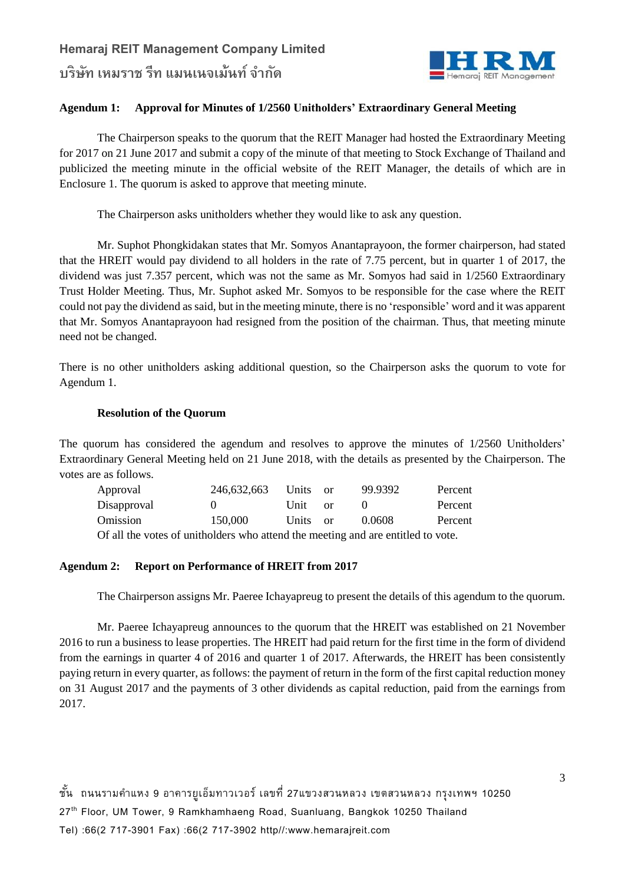**Agendum 1: Approval for Minutes of 1/2560 Unitholders' Extraordinary General Meeting**

The Chairperson speaks to the quorum that the REIT Manager had hosted the Extraordinary Meeting for 2017 on 21 June 2017 and submit a copy of the minute of that meeting to Stock Exchange of Thailand and publicized the meeting minute in the official website of the REIT Manager, the details of which are in Enclosure 1. The quorum is asked to approve that meeting minute.

The Chairperson asks unitholders whether they would like to ask any question.

Mr. Suphot Phongkidakan states that Mr. Somyos Anantaprayoon, the former chairperson, had stated that the HREIT would pay dividend to all holders in the rate of 7.75 percent, but in quarter 1 of 2017, the dividend was just 7.357 percent, which was not the same as Mr. Somyos had said in 1/2560 Extraordinary Trust Holder Meeting. Thus, Mr. Suphot asked Mr. Somyos to be responsible for the case where the REIT could not pay the dividend as said, but in the meeting minute, there is no 'responsible' word and it was apparent that Mr. Somyos Anantaprayoon had resigned from the position of the chairman. Thus, that meeting minute need not be changed.

There is no other unitholders asking additional question, so the Chairperson asks the quorum to vote for Agendum 1.

**Resolution of the Quorum**

The quorum has considered the agendum and resolves to approve the minutes of 1/2560 Unitholders' Extraordinary General Meeting held on 21 June 2018, with the details as presented by the Chairperson. The votes are as follows.

| | | | | | |
|---|---|---|---|---|---|
| Approval | 246,632,663 | Units | or | 99.9392 | Percent |
| Disapproval | 0 | Unit | or | 0 | Percent |
| Omission | 150,000 | Units | or | 0.0608 | Percent |

Of all the votes of unitholders who attend the meeting and are entitled to vote.

**Agendum 2: Report on Performance of HREIT from 2017**

The Chairperson assigns Mr. Paeree Ichayapreug to present the details of this agendum to the quorum.

Mr. Paeree Ichayapreug announces to the quorum that the HREIT was established on 21 November 2016 to run a business to lease properties. The HREIT had paid return for the first time in the form of dividend from the earnings in quarter 4 of 2016 and quarter 1 of 2017. Afterwards, the HREIT has been consistently paying return in every quarter, as follows: the payment of return in the form of the first capital reduction money on 31 August 2017 and the payments of 3 other dividends as capital reduction, paid from the earnings from 2017.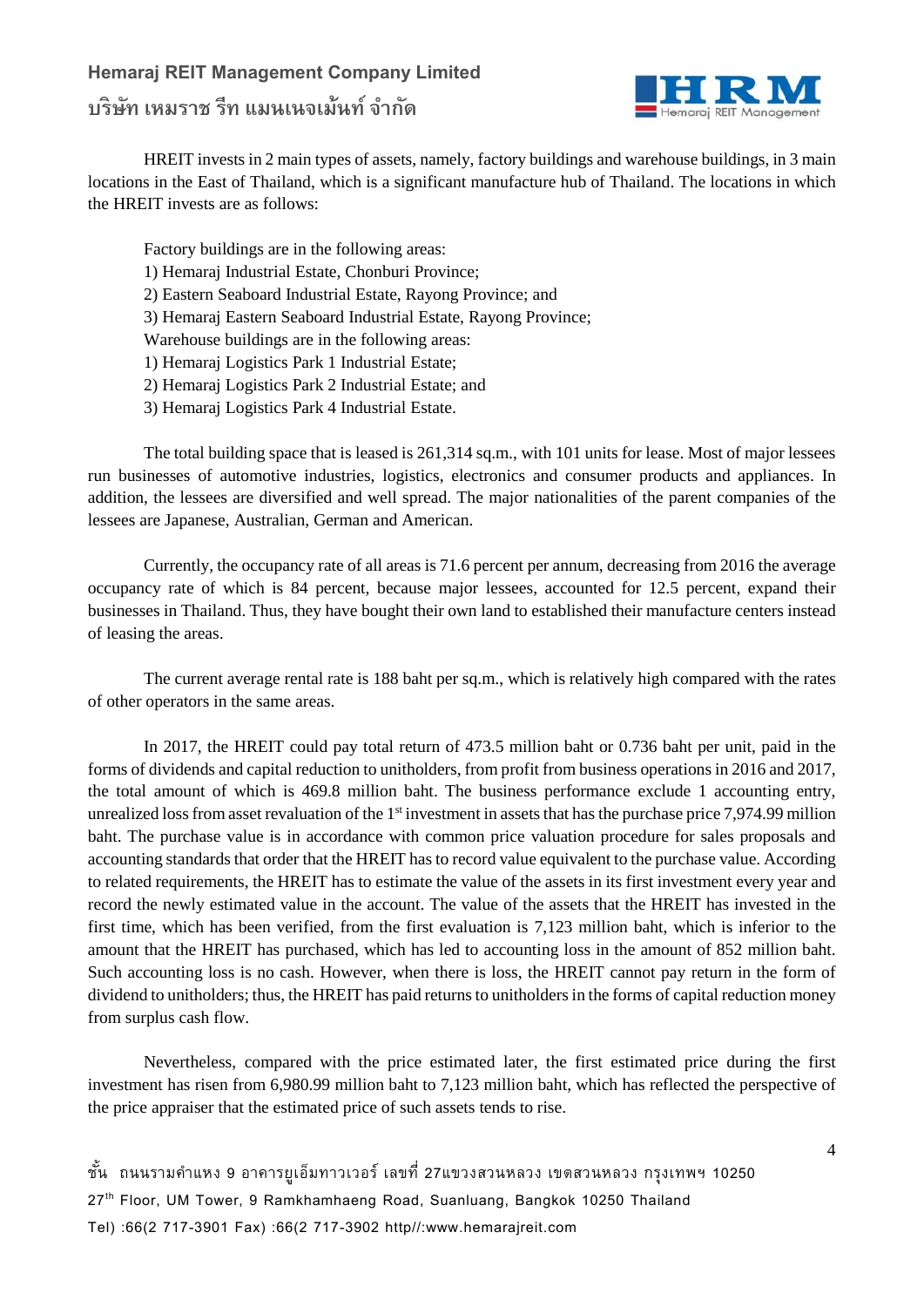HREIT invests in 2 main types of assets, namely, factory buildings and warehouse buildings, in 3 main locations in the East of Thailand, which is a significant manufacture hub of Thailand. The locations in which the HREIT invests are as follows:

Factory buildings are in the following areas:
1) Hemaraj Industrial Estate, Chonburi Province;
2) Eastern Seaboard Industrial Estate, Rayong Province; and
3) Hemaraj Eastern Seaboard Industrial Estate, Rayong Province;

Warehouse buildings are in the following areas:
1) Hemaraj Logistics Park 1 Industrial Estate;
2) Hemaraj Logistics Park 2 Industrial Estate; and
3) Hemaraj Logistics Park 4 Industrial Estate.

The total building space that is leased is 261,314 sq.m., with 101 units for lease. Most of major lessees run businesses of automotive industries, logistics, electronics and consumer products and appliances. In addition, the lessees are diversified and well spread. The major nationalities of the parent companies of the lessees are Japanese, Australian, German and American.

Currently, the occupancy rate of all areas is 71.6 percent per annum, decreasing from 2016 the average occupancy rate of which is 84 percent, because major lessees, accounted for 12.5 percent, expand their businesses in Thailand. Thus, they have bought their own land to established their manufacture centers instead of leasing the areas.

The current average rental rate is 188 baht per sq.m., which is relatively high compared with the rates of other operators in the same areas.

In 2017, the HREIT could pay total return of 473.5 million baht or 0.736 baht per unit, paid in the forms of dividends and capital reduction to unitholders, from profit from business operations in 2016 and 2017, the total amount of which is 469.8 million baht. The business performance exclude 1 accounting entry, unrealized loss from asset revaluation of the 1st investment in assets that has the purchase price 7,974.99 million baht. The purchase value is in accordance with common price valuation procedure for sales proposals and accounting standards that order that the HREIT has to record value equivalent to the purchase value. According to related requirements, the HREIT has to estimate the value of the assets in its first investment every year and record the newly estimated value in the account. The value of the assets that the HREIT has invested in the first time, which has been verified, from the first evaluation is 7,123 million baht, which is inferior to the amount that the HREIT has purchased, which has led to accounting loss in the amount of 852 million baht. Such accounting loss is no cash. However, when there is loss, the HREIT cannot pay return in the form of dividend to unitholders; thus, the HREIT has paid returns to unitholders in the forms of capital reduction money from surplus cash flow.

Nevertheless, compared with the price estimated later, the first estimated price during the first investment has risen from 6,980.99 million baht to 7,123 million baht, which has reflected the perspective of the price appraiser that the estimated price of such assets tends to rise.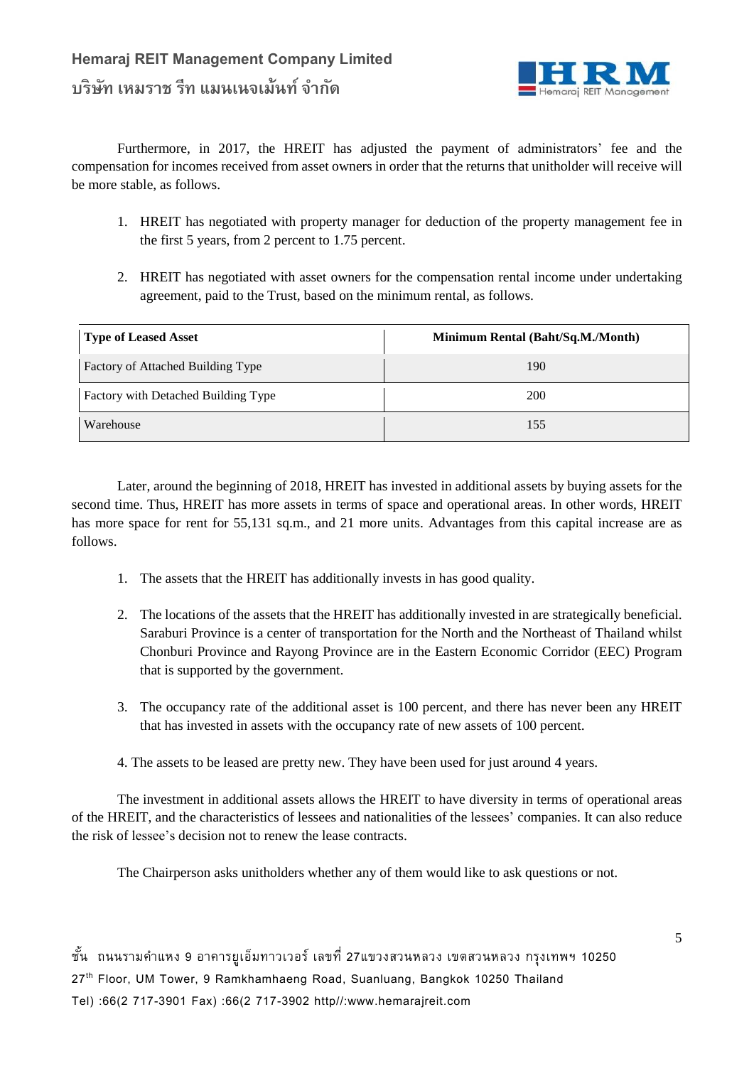Furthermore, in 2017, the HREIT has adjusted the payment of administrators' fee and the compensation for incomes received from asset owners in order that the returns that unitholder will receive will be more stable, as follows.

1. HREIT has negotiated with property manager for deduction of the property management fee in the first 5 years, from 2 percent to 1.75 percent.
2. HREIT has negotiated with asset owners for the compensation rental income under undertaking agreement, paid to the Trust, based on the minimum rental, as follows.

| Type of Leased Asset | Minimum Rental (Baht/Sq.M./Month) |
|---|---|
| Factory of Attached Building Type | 190 |
| Factory with Detached Building Type | 200 |
| Warehouse | 155 |

Later, around the beginning of 2018, HREIT has invested in additional assets by buying assets for the second time. Thus, HREIT has more assets in terms of space and operational areas. In other words, HREIT has more space for rent for 55,131 sq.m., and 21 more units. Advantages from this capital increase are as follows.

1. The assets that the HREIT has additionally invests in has good quality.
2. The locations of the assets that the HREIT has additionally invested in are strategically beneficial. Saraburi Province is a center of transportation for the North and the Northeast of Thailand whilst Chonburi Province and Rayong Province are in the Eastern Economic Corridor (EEC) Program that is supported by the government.
3. The occupancy rate of the additional asset is 100 percent, and there has never been any HREIT that has invested in assets with the occupancy rate of new assets of 100 percent.
4. The assets to be leased are pretty new. They have been used for just around 4 years.

The investment in additional assets allows the HREIT to have diversity in terms of operational areas of the HREIT, and the characteristics of lessees and nationalities of the lessees' companies. It can also reduce the risk of lessee's decision not to renew the lease contracts.

The Chairperson asks unitholders whether any of them would like to ask questions or not.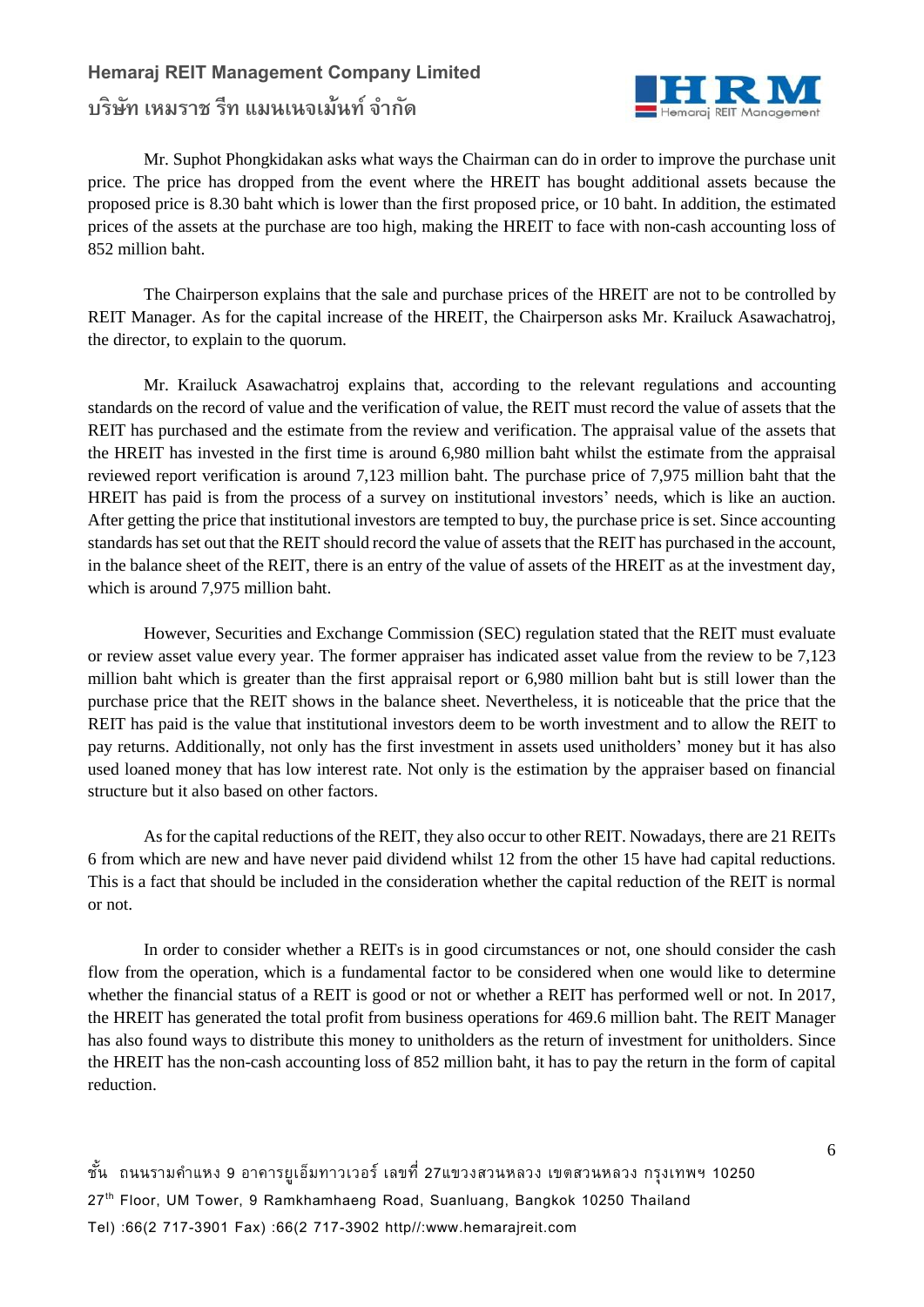Mr. Suphot Phongkidakan asks what ways the Chairman can do in order to improve the purchase unit price. The price has dropped from the event where the HREIT has bought additional assets because the proposed price is 8.30 baht which is lower than the first proposed price, or 10 baht. In addition, the estimated prices of the assets at the purchase are too high, making the HREIT to face with non-cash accounting loss of 852 million baht.

The Chairperson explains that the sale and purchase prices of the HREIT are not to be controlled by REIT Manager. As for the capital increase of the HREIT, the Chairperson asks Mr. Krailuck Asawachatroj, the director, to explain to the quorum.

Mr. Krailuck Asawachatroj explains that, according to the relevant regulations and accounting standards on the record of value and the verification of value, the REIT must record the value of assets that the REIT has purchased and the estimate from the review and verification. The appraisal value of the assets that the HREIT has invested in the first time is around 6,980 million baht whilst the estimate from the appraisal reviewed report verification is around 7,123 million baht. The purchase price of 7,975 million baht that the HREIT has paid is from the process of a survey on institutional investors' needs, which is like an auction. After getting the price that institutional investors are tempted to buy, the purchase price is set. Since accounting standards has set out that the REIT should record the value of assets that the REIT has purchased in the account, in the balance sheet of the REIT, there is an entry of the value of assets of the HREIT as at the investment day, which is around 7,975 million baht.

However, Securities and Exchange Commission (SEC) regulation stated that the REIT must evaluate or review asset value every year. The former appraiser has indicated asset value from the review to be 7,123 million baht which is greater than the first appraisal report or 6,980 million baht but is still lower than the purchase price that the REIT shows in the balance sheet. Nevertheless, it is noticeable that the price that the REIT has paid is the value that institutional investors deem to be worth investment and to allow the REIT to pay returns. Additionally, not only has the first investment in assets used unitholders' money but it has also used loaned money that has low interest rate. Not only is the estimation by the appraiser based on financial structure but it also based on other factors.

As for the capital reductions of the REIT, they also occur to other REIT. Nowadays, there are 21 REITs 6 from which are new and have never paid dividend whilst 12 from the other 15 have had capital reductions. This is a fact that should be included in the consideration whether the capital reduction of the REIT is normal or not.

In order to consider whether a REITs is in good circumstances or not, one should consider the cash flow from the operation, which is a fundamental factor to be considered when one would like to determine whether the financial status of a REIT is good or not or whether a REIT has performed well or not. In 2017, the HREIT has generated the total profit from business operations for 469.6 million baht. The REIT Manager has also found ways to distribute this money to unitholders as the return of investment for unitholders. Since the HREIT has the non-cash accounting loss of 852 million baht, it has to pay the return in the form of capital reduction.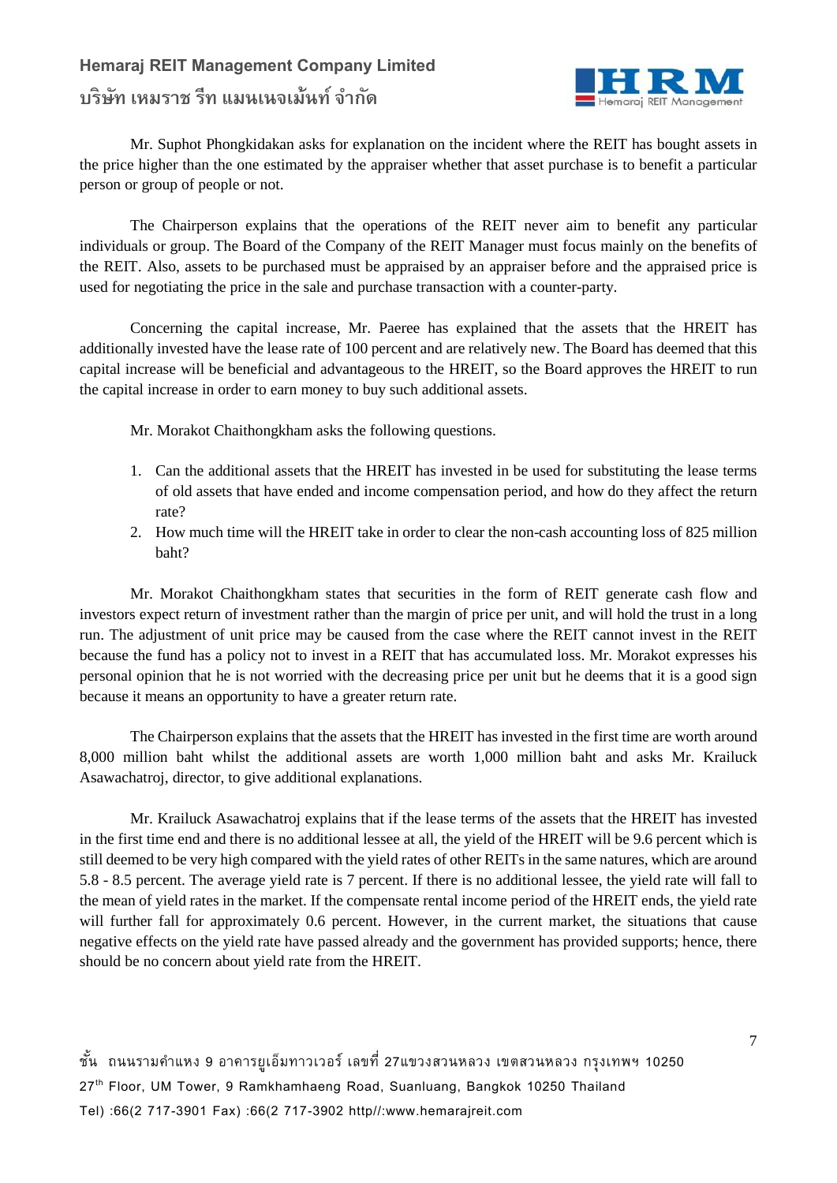Mr. Suphot Phongkidakan asks for explanation on the incident where the REIT has bought assets in the price higher than the one estimated by the appraiser whether that asset purchase is to benefit a particular person or group of people or not.

The Chairperson explains that the operations of the REIT never aim to benefit any particular individuals or group. The Board of the Company of the REIT Manager must focus mainly on the benefits of the REIT. Also, assets to be purchased must be appraised by an appraiser before and the appraised price is used for negotiating the price in the sale and purchase transaction with a counter-party.

Concerning the capital increase, Mr. Paeree has explained that the assets that the HREIT has additionally invested have the lease rate of 100 percent and are relatively new. The Board has deemed that this capital increase will be beneficial and advantageous to the HREIT, so the Board approves the HREIT to run the capital increase in order to earn money to buy such additional assets.

Mr. Morakot Chaithongkham asks the following questions.

1. Can the additional assets that the HREIT has invested in be used for substituting the lease terms of old assets that have ended and income compensation period, and how do they affect the return rate?
2. How much time will the HREIT take in order to clear the non-cash accounting loss of 825 million baht?

Mr. Morakot Chaithongkham states that securities in the form of REIT generate cash flow and investors expect return of investment rather than the margin of price per unit, and will hold the trust in a long run. The adjustment of unit price may be caused from the case where the REIT cannot invest in the REIT because the fund has a policy not to invest in a REIT that has accumulated loss. Mr. Morakot expresses his personal opinion that he is not worried with the decreasing price per unit but he deems that it is a good sign because it means an opportunity to have a greater return rate.

The Chairperson explains that the assets that the HREIT has invested in the first time are worth around 8,000 million baht whilst the additional assets are worth 1,000 million baht and asks Mr. Krailuck Asawachatroj, director, to give additional explanations.

Mr. Krailuck Asawachatroj explains that if the lease terms of the assets that the HREIT has invested in the first time end and there is no additional lessee at all, the yield of the HREIT will be 9.6 percent which is still deemed to be very high compared with the yield rates of other REITs in the same natures, which are around 5.8 - 8.5 percent. The average yield rate is 7 percent. If there is no additional lessee, the yield rate will fall to the mean of yield rates in the market. If the compensate rental income period of the HREIT ends, the yield rate will further fall for approximately 0.6 percent. However, in the current market, the situations that cause negative effects on the yield rate have passed already and the government has provided supports; hence, there should be no concern about yield rate from the HREIT.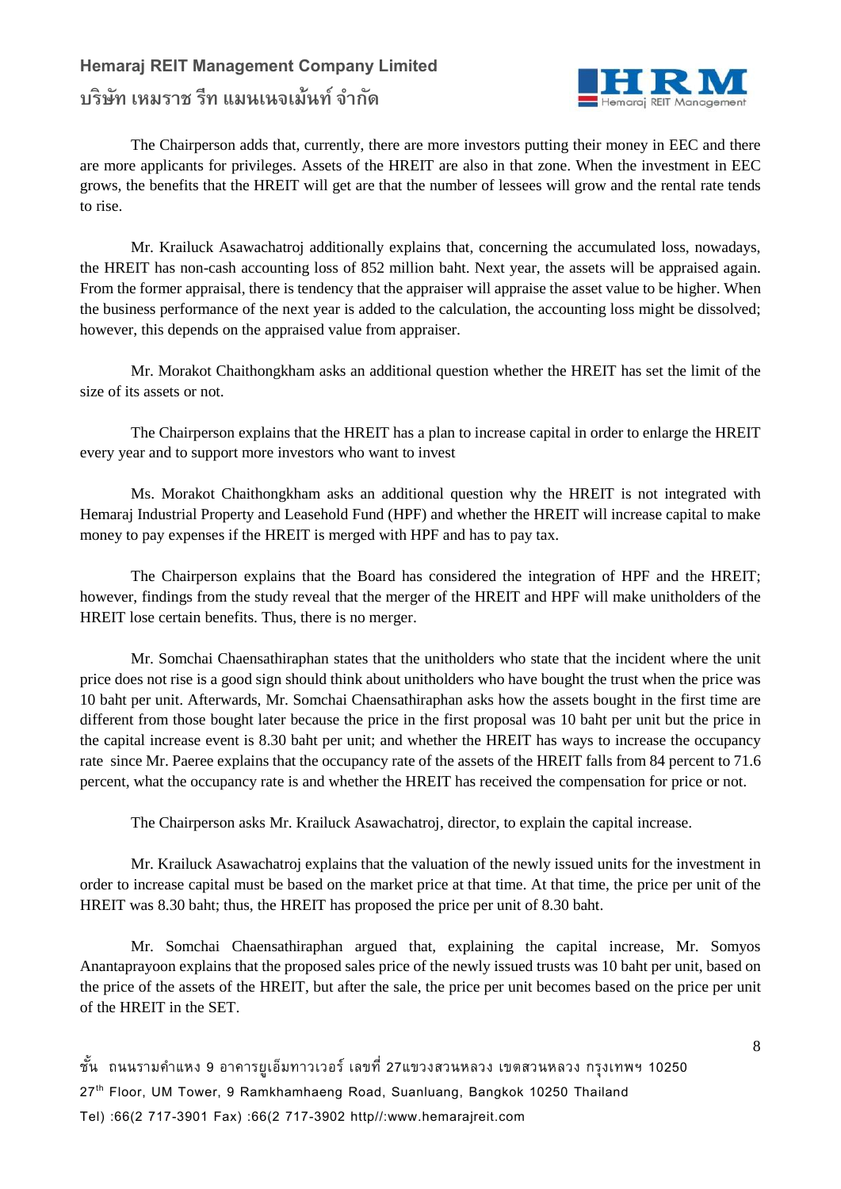The Chairperson adds that, currently, there are more investors putting their money in EEC and there are more applicants for privileges. Assets of the HREIT are also in that zone. When the investment in EEC grows, the benefits that the HREIT will get are that the number of lessees will grow and the rental rate tends to rise.

Mr. Krailuck Asawachatroj additionally explains that, concerning the accumulated loss, nowadays, the HREIT has non-cash accounting loss of 852 million baht. Next year, the assets will be appraised again. From the former appraisal, there is tendency that the appraiser will appraise the asset value to be higher. When the business performance of the next year is added to the calculation, the accounting loss might be dissolved; however, this depends on the appraised value from appraiser.

Mr. Morakot Chaithongkham asks an additional question whether the HREIT has set the limit of the size of its assets or not.

The Chairperson explains that the HREIT has a plan to increase capital in order to enlarge the HREIT every year and to support more investors who want to invest

Ms. Morakot Chaithongkham asks an additional question why the HREIT is not integrated with Hemaraj Industrial Property and Leasehold Fund (HPF) and whether the HREIT will increase capital to make money to pay expenses if the HREIT is merged with HPF and has to pay tax.

The Chairperson explains that the Board has considered the integration of HPF and the HREIT; however, findings from the study reveal that the merger of the HREIT and HPF will make unitholders of the HREIT lose certain benefits. Thus, there is no merger.

Mr. Somchai Chaensathiraphan states that the unitholders who state that the incident where the unit price does not rise is a good sign should think about unitholders who have bought the trust when the price was 10 baht per unit. Afterwards, Mr. Somchai Chaensathiraphan asks how the assets bought in the first time are different from those bought later because the price in the first proposal was 10 baht per unit but the price in the capital increase event is 8.30 baht per unit; and whether the HREIT has ways to increase the occupancy rate since Mr. Paeree explains that the occupancy rate of the assets of the HREIT falls from 84 percent to 71.6 percent, what the occupancy rate is and whether the HREIT has received the compensation for price or not.

The Chairperson asks Mr. Krailuck Asawachatroj, director, to explain the capital increase.

Mr. Krailuck Asawachatroj explains that the valuation of the newly issued units for the investment in order to increase capital must be based on the market price at that time. At that time, the price per unit of the HREIT was 8.30 baht; thus, the HREIT has proposed the price per unit of 8.30 baht.

Mr. Somchai Chaensathiraphan argued that, explaining the capital increase, Mr. Somyos Anantaprayoon explains that the proposed sales price of the newly issued trusts was 10 baht per unit, based on the price of the assets of the HREIT, but after the sale, the price per unit becomes based on the price per unit of the HREIT in the SET.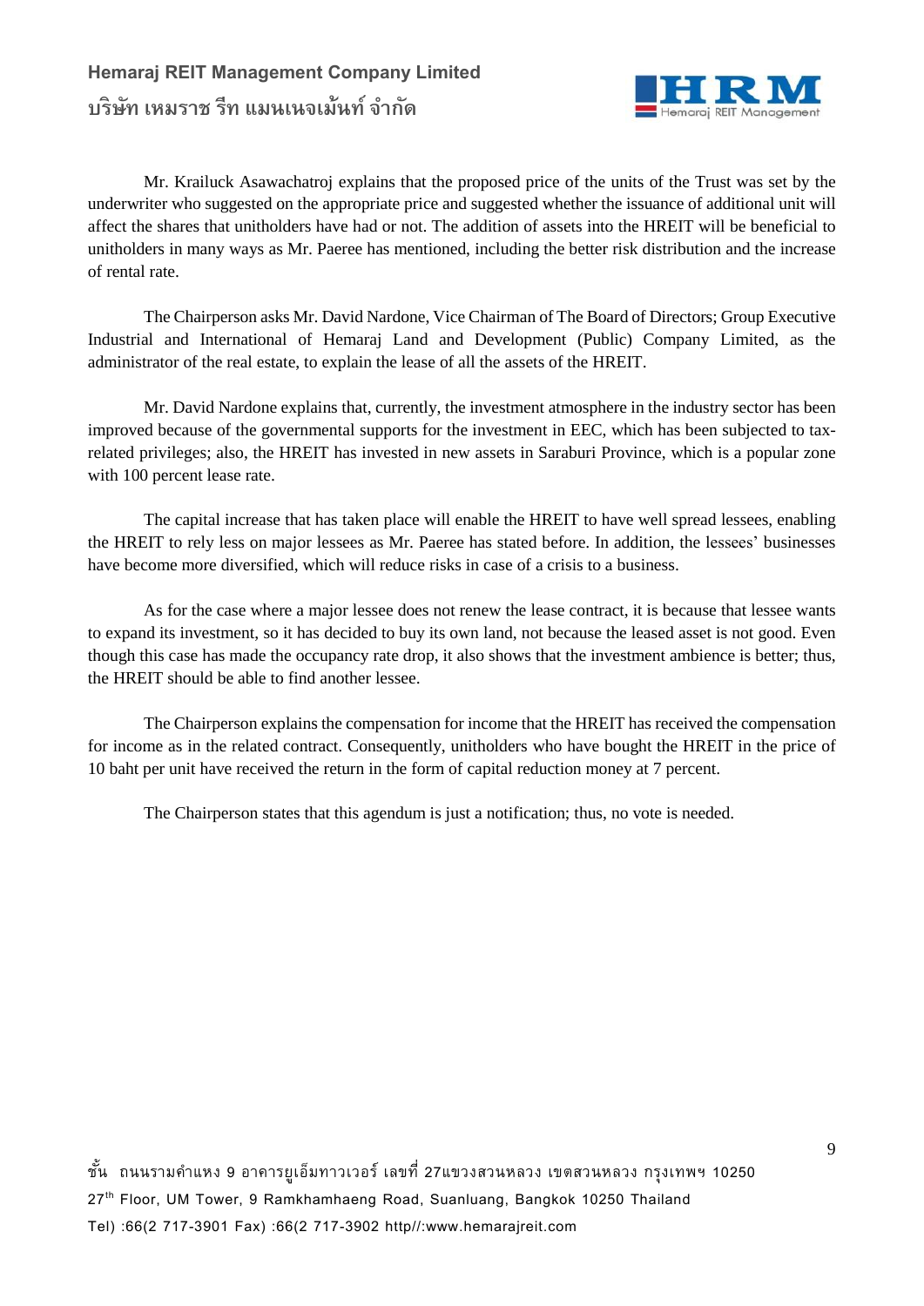Mr. Krailuck Asawachatroj explains that the proposed price of the units of the Trust was set by the underwriter who suggested on the appropriate price and suggested whether the issuance of additional unit will affect the shares that unitholders have had or not. The addition of assets into the HREIT will be beneficial to unitholders in many ways as Mr. Paeree has mentioned, including the better risk distribution and the increase of rental rate.

The Chairperson asks Mr. David Nardone, Vice Chairman of The Board of Directors; Group Executive Industrial and International of Hemaraj Land and Development (Public) Company Limited, as the administrator of the real estate, to explain the lease of all the assets of the HREIT.

Mr. David Nardone explains that, currently, the investment atmosphere in the industry sector has been improved because of the governmental supports for the investment in EEC, which has been subjected to tax-related privileges; also, the HREIT has invested in new assets in Saraburi Province, which is a popular zone with 100 percent lease rate.

The capital increase that has taken place will enable the HREIT to have well spread lessees, enabling the HREIT to rely less on major lessees as Mr. Paeree has stated before. In addition, the lessees' businesses have become more diversified, which will reduce risks in case of a crisis to a business.

As for the case where a major lessee does not renew the lease contract, it is because that lessee wants to expand its investment, so it has decided to buy its own land, not because the leased asset is not good. Even though this case has made the occupancy rate drop, it also shows that the investment ambience is better; thus, the HREIT should be able to find another lessee.

The Chairperson explains the compensation for income that the HREIT has received the compensation for income as in the related contract. Consequently, unitholders who have bought the HREIT in the price of 10 baht per unit have received the return in the form of capital reduction money at 7 percent.

The Chairperson states that this agendum is just a notification; thus, no vote is needed.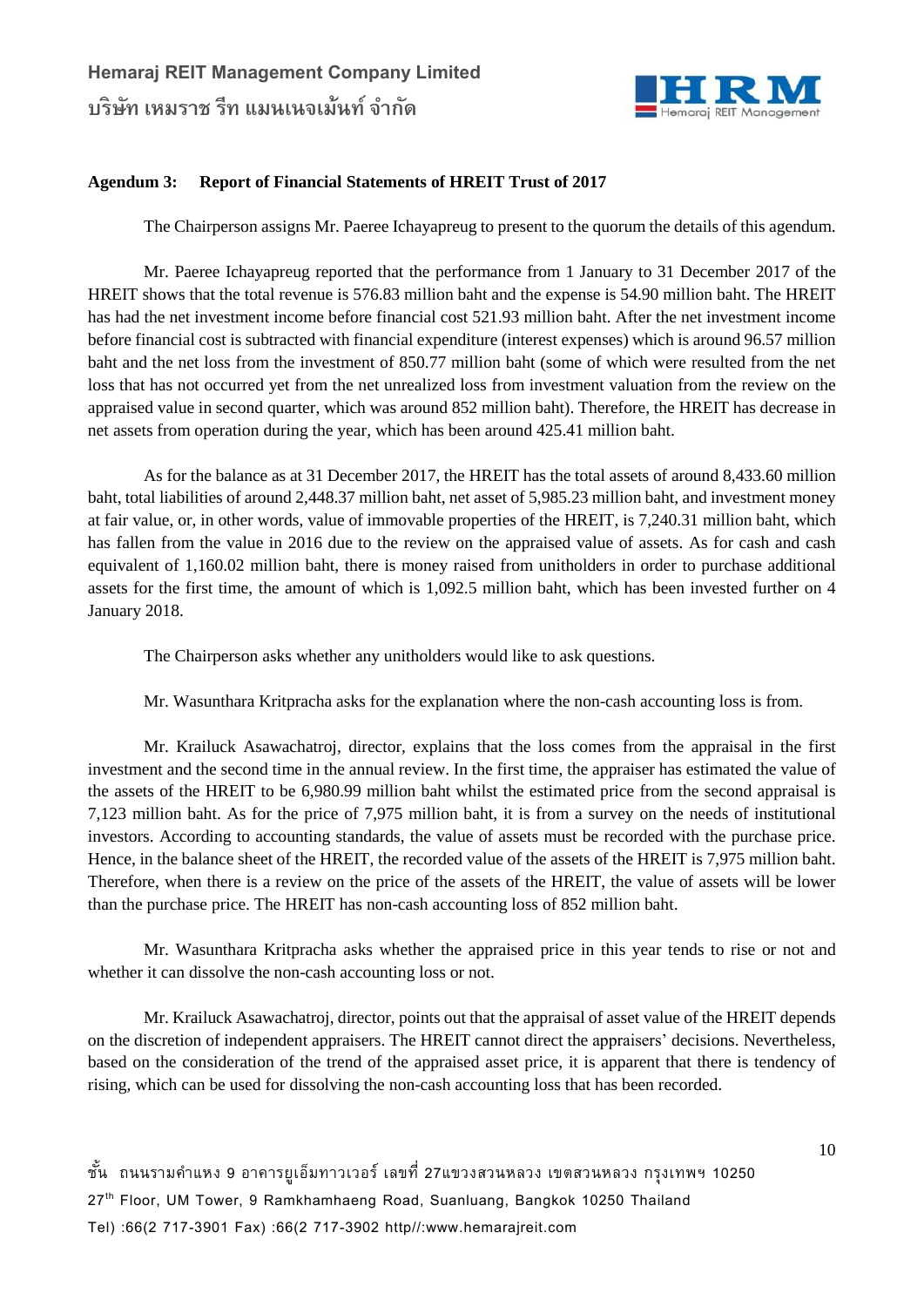**Agendum 3: Report of Financial Statements of HREIT Trust of 2017**

The Chairperson assigns Mr. Paeree Ichayapreug to present to the quorum the details of this agendum.

Mr. Paeree Ichayapreug reported that the performance from 1 January to 31 December 2017 of the HREIT shows that the total revenue is 576.83 million baht and the expense is 54.90 million baht. The HREIT has had the net investment income before financial cost 521.93 million baht. After the net investment income before financial cost is subtracted with financial expenditure (interest expenses) which is around 96.57 million baht and the net loss from the investment of 850.77 million baht (some of which were resulted from the net loss that has not occurred yet from the net unrealized loss from investment valuation from the review on the appraised value in second quarter, which was around 852 million baht). Therefore, the HREIT has decrease in net assets from operation during the year, which has been around 425.41 million baht.

As for the balance as at 31 December 2017, the HREIT has the total assets of around 8,433.60 million baht, total liabilities of around 2,448.37 million baht, net asset of 5,985.23 million baht, and investment money at fair value, or, in other words, value of immovable properties of the HREIT, is 7,240.31 million baht, which has fallen from the value in 2016 due to the review on the appraised value of assets. As for cash and cash equivalent of 1,160.02 million baht, there is money raised from unitholders in order to purchase additional assets for the first time, the amount of which is 1,092.5 million baht, which has been invested further on 4 January 2018.

The Chairperson asks whether any unitholders would like to ask questions.

Mr. Wasunthara Kritpracha asks for the explanation where the non-cash accounting loss is from.

Mr. Krailuck Asawachatroj, director, explains that the loss comes from the appraisal in the first investment and the second time in the annual review. In the first time, the appraiser has estimated the value of the assets of the HREIT to be 6,980.99 million baht whilst the estimated price from the second appraisal is 7,123 million baht. As for the price of 7,975 million baht, it is from a survey on the needs of institutional investors. According to accounting standards, the value of assets must be recorded with the purchase price. Hence, in the balance sheet of the HREIT, the recorded value of the assets of the HREIT is 7,975 million baht. Therefore, when there is a review on the price of the assets of the HREIT, the value of assets will be lower than the purchase price. The HREIT has non-cash accounting loss of 852 million baht.

Mr. Wasunthara Kritpracha asks whether the appraised price in this year tends to rise or not and whether it can dissolve the non-cash accounting loss or not.

Mr. Krailuck Asawachatroj, director, points out that the appraisal of asset value of the HREIT depends on the discretion of independent appraisers. The HREIT cannot direct the appraisers' decisions. Nevertheless, based on the consideration of the trend of the appraised asset price, it is apparent that there is tendency of rising, which can be used for dissolving the non-cash accounting loss that has been recorded.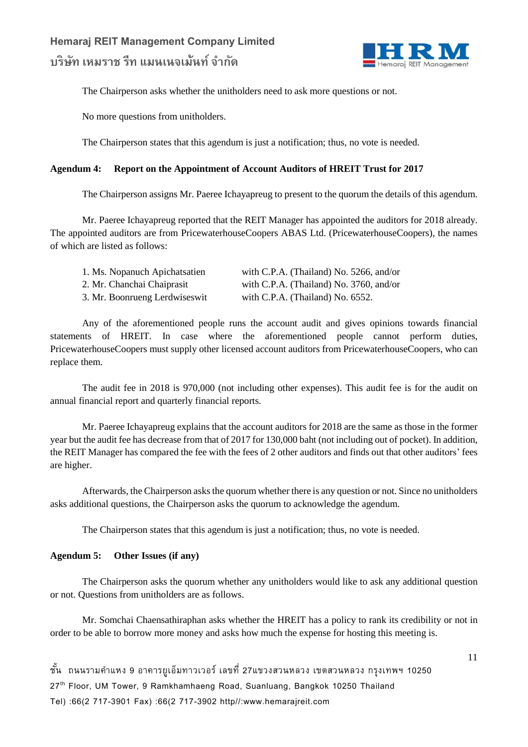The Chairperson asks whether the unitholders need to ask more questions or not.

No more questions from unitholders.

The Chairperson states that this agendum is just a notification; thus, no vote is needed.

**Agendum 4: Report on the Appointment of Account Auditors of HREIT Trust for 2017**

The Chairperson assigns Mr. Paeree Ichayapreug to present to the quorum the details of this agendum.

Mr. Paeree Ichayapreug reported that the REIT Manager has appointed the auditors for 2018 already. The appointed auditors are from PricewaterhouseCoopers ABAS Ltd. (PricewaterhouseCoopers), the names of which are listed as follows:

| | |
|---|---|
| 1. Ms. Nopanuch Apichatsatien | with C.P.A. (Thailand) No. 5266, and/or |
| 2. Mr. Chanchai Chaiprasit | with C.P.A. (Thailand) No. 3760, and/or |
| 3. Mr. Boonrueng Lerdwiseswit | with C.P.A. (Thailand) No. 6552. |

Any of the aforementioned people runs the account audit and gives opinions towards financial statements of HREIT. In case where the aforementioned people cannot perform duties, PricewaterhouseCoopers must supply other licensed account auditors from PricewaterhouseCoopers, who can replace them.

The audit fee in 2018 is 970,000 (not including other expenses). This audit fee is for the audit on annual financial report and quarterly financial reports.

Mr. Paeree Ichayapreug explains that the account auditors for 2018 are the same as those in the former year but the audit fee has decrease from that of 2017 for 130,000 baht (not including out of pocket). In addition, the REIT Manager has compared the fee with the fees of 2 other auditors and finds out that other auditors' fees are higher.

Afterwards, the Chairperson asks the quorum whether there is any question or not. Since no unitholders asks additional questions, the Chairperson asks the quorum to acknowledge the agendum.

The Chairperson states that this agendum is just a notification; thus, no vote is needed.

**Agendum 5: Other Issues (if any)**

The Chairperson asks the quorum whether any unitholders would like to ask any additional question or not. Questions from unitholders are as follows.

Mr. Somchai Chaensathiraphan asks whether the HREIT has a policy to rank its credibility or not in order to be able to borrow more money and asks how much the expense for hosting this meeting is.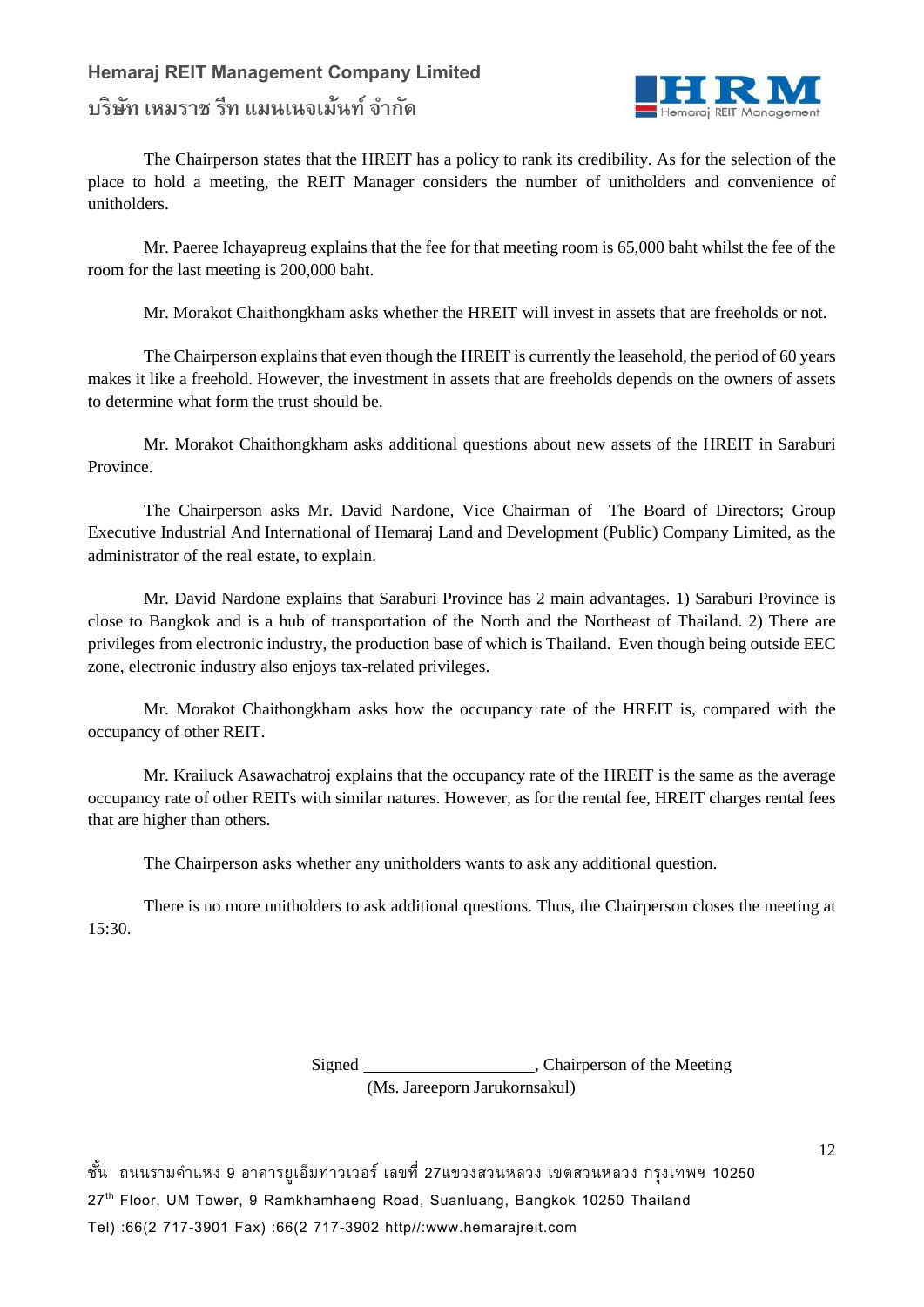The Chairperson states that the HREIT has a policy to rank its credibility. As for the selection of the place to hold a meeting, the REIT Manager considers the number of unitholders and convenience of unitholders.

Mr. Paeree Ichayapreug explains that the fee for that meeting room is 65,000 baht whilst the fee of the room for the last meeting is 200,000 baht.

Mr. Morakot Chaithongkham asks whether the HREIT will invest in assets that are freeholds or not.

The Chairperson explains that even though the HREIT is currently the leasehold, the period of 60 years makes it like a freehold. However, the investment in assets that are freeholds depends on the owners of assets to determine what form the trust should be.

Mr. Morakot Chaithongkham asks additional questions about new assets of the HREIT in Saraburi Province.

The Chairperson asks Mr. David Nardone, Vice Chairman of The Board of Directors; Group Executive Industrial And International of Hemaraj Land and Development (Public) Company Limited, as the administrator of the real estate, to explain.

Mr. David Nardone explains that Saraburi Province has 2 main advantages. 1) Saraburi Province is close to Bangkok and is a hub of transportation of the North and the Northeast of Thailand. 2) There are privileges from electronic industry, the production base of which is Thailand. Even though being outside EEC zone, electronic industry also enjoys tax-related privileges.

Mr. Morakot Chaithongkham asks how the occupancy rate of the HREIT is, compared with the occupancy of other REIT.

Mr. Krailuck Asawachatroj explains that the occupancy rate of the HREIT is the same as the average occupancy rate of other REITs with similar natures. However, as for the rental fee, HREIT charges rental fees that are higher than others.

The Chairperson asks whether any unitholders wants to ask any additional question.

There is no more unitholders to ask additional questions. Thus, the Chairperson closes the meeting at 15:30.

Signed ____________________, Chairperson of the Meeting
(Ms. Jareeporn Jarukornsakul)